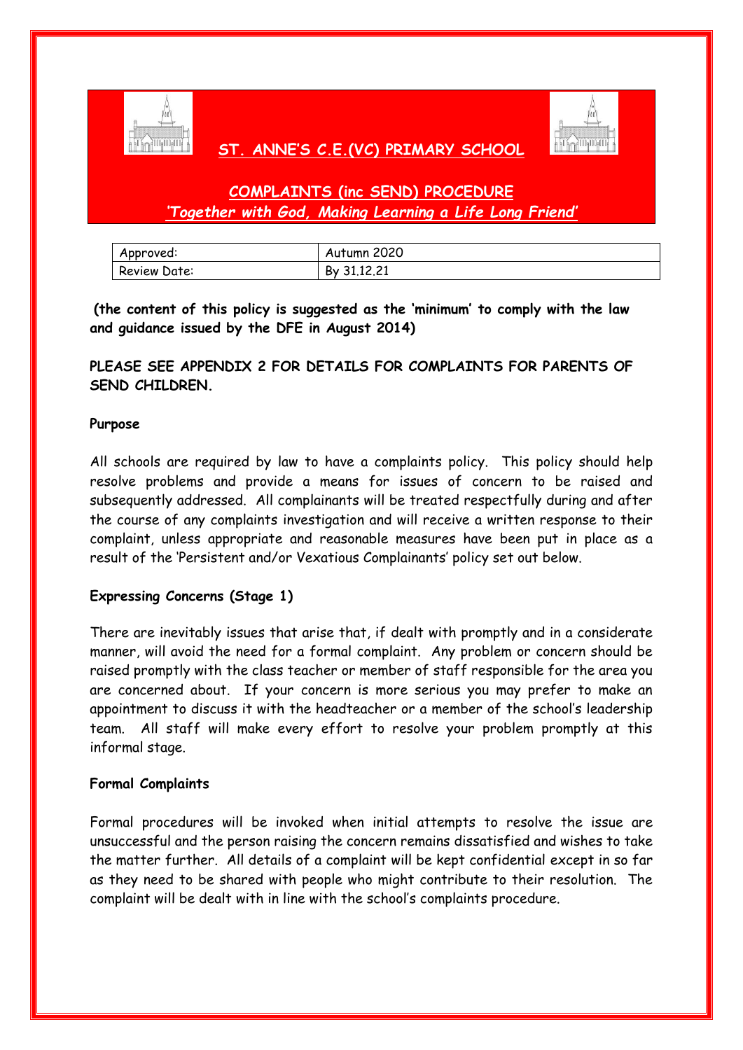# ST. ANNE'S C.E.(VC) PRIMARY SCHOOL

## COMPLAINTS (inc SEND) PROCEDURE

*'Together with God, Making Learning a Life Long Friend'*

| Approved: | Autumn 2020 |
| --- | --- |
| Review Date: | By 31.12.21 |

**(the content of this policy is suggested as the 'minimum' to comply with the law and guidance issued by the DFE in August 2014)**

**PLEASE SEE APPENDIX 2 FOR DETAILS FOR COMPLAINTS FOR PARENTS OF SEND CHILDREN.**

**Purpose**

All schools are required by law to have a complaints policy. This policy should help resolve problems and provide a means for issues of concern to be raised and subsequently addressed. All complainants will be treated respectfully during and after the course of any complaints investigation and will receive a written response to their complaint, unless appropriate and reasonable measures have been put in place as a result of the 'Persistent and/or Vexatious Complainants' policy set out below.

**Expressing Concerns (Stage 1)**

There are inevitably issues that arise that, if dealt with promptly and in a considerate manner, will avoid the need for a formal complaint. Any problem or concern should be raised promptly with the class teacher or member of staff responsible for the area you are concerned about. If your concern is more serious you may prefer to make an appointment to discuss it with the headteacher or a member of the school's leadership team. All staff will make every effort to resolve your problem promptly at this informal stage.

**Formal Complaints**

Formal procedures will be invoked when initial attempts to resolve the issue are unsuccessful and the person raising the concern remains dissatisfied and wishes to take the matter further. All details of a complaint will be kept confidential except in so far as they need to be shared with people who might contribute to their resolution. The complaint will be dealt with in line with the school's complaints procedure.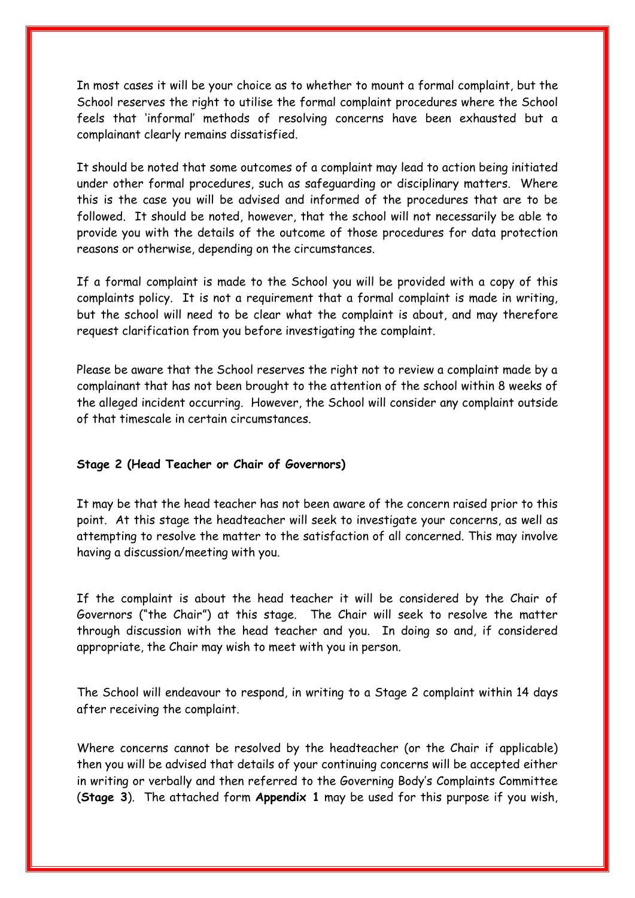In most cases it will be your choice as to whether to mount a formal complaint, but the School reserves the right to utilise the formal complaint procedures where the School feels that 'informal' methods of resolving concerns have been exhausted but a complainant clearly remains dissatisfied.

It should be noted that some outcomes of a complaint may lead to action being initiated under other formal procedures, such as safeguarding or disciplinary matters. Where this is the case you will be advised and informed of the procedures that are to be followed. It should be noted, however, that the school will not necessarily be able to provide you with the details of the outcome of those procedures for data protection reasons or otherwise, depending on the circumstances.

If a formal complaint is made to the School you will be provided with a copy of this complaints policy. It is not a requirement that a formal complaint is made in writing, but the school will need to be clear what the complaint is about, and may therefore request clarification from you before investigating the complaint.

Please be aware that the School reserves the right not to review a complaint made by a complainant that has not been brought to the attention of the school within 8 weeks of the alleged incident occurring. However, the School will consider any complaint outside of that timescale in certain circumstances.

**Stage 2 (Head Teacher or Chair of Governors)**

It may be that the head teacher has not been aware of the concern raised prior to this point. At this stage the headteacher will seek to investigate your concerns, as well as attempting to resolve the matter to the satisfaction of all concerned. This may involve having a discussion/meeting with you.

If the complaint is about the head teacher it will be considered by the Chair of Governors ("the Chair") at this stage. The Chair will seek to resolve the matter through discussion with the head teacher and you. In doing so and, if considered appropriate, the Chair may wish to meet with you in person.

The School will endeavour to respond, in writing to a Stage 2 complaint within 14 days after receiving the complaint.

Where concerns cannot be resolved by the headteacher (or the Chair if applicable) then you will be advised that details of your continuing concerns will be accepted either in writing or verbally and then referred to the Governing Body's Complaints Committee (**Stage 3**). The attached form **Appendix 1** may be used for this purpose if you wish,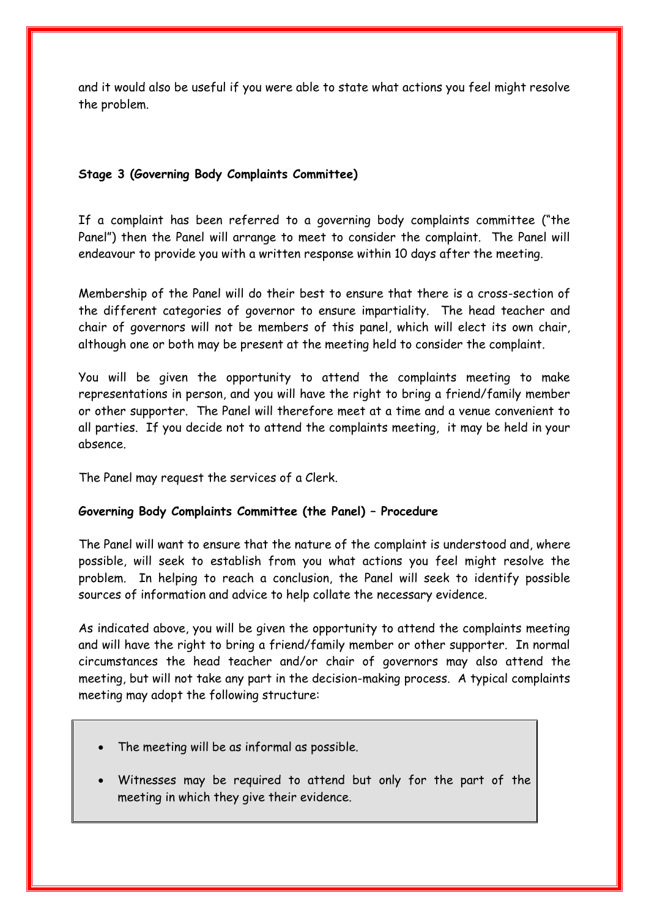and it would also be useful if you were able to state what actions you feel might resolve the problem.

**Stage 3 (Governing Body Complaints Committee)**

If a complaint has been referred to a governing body complaints committee ("the Panel") then the Panel will arrange to meet to consider the complaint. The Panel will endeavour to provide you with a written response within 10 days after the meeting.

Membership of the Panel will do their best to ensure that there is a cross-section of the different categories of governor to ensure impartiality. The head teacher and chair of governors will not be members of this panel, which will elect its own chair, although one or both may be present at the meeting held to consider the complaint.

You will be given the opportunity to attend the complaints meeting to make representations in person, and you will have the right to bring a friend/family member or other supporter. The Panel will therefore meet at a time and a venue convenient to all parties. If you decide not to attend the complaints meeting, it may be held in your absence.

The Panel may request the services of a Clerk.

**Governing Body Complaints Committee (the Panel) – Procedure**

The Panel will want to ensure that the nature of the complaint is understood and, where possible, will seek to establish from you what actions you feel might resolve the problem. In helping to reach a conclusion, the Panel will seek to identify possible sources of information and advice to help collate the necessary evidence.

As indicated above, you will be given the opportunity to attend the complaints meeting and will have the right to bring a friend/family member or other supporter. In normal circumstances the head teacher and/or chair of governors may also attend the meeting, but will not take any part in the decision-making process. A typical complaints meeting may adopt the following structure:

- The meeting will be as informal as possible.
- Witnesses may be required to attend but only for the part of the meeting in which they give their evidence.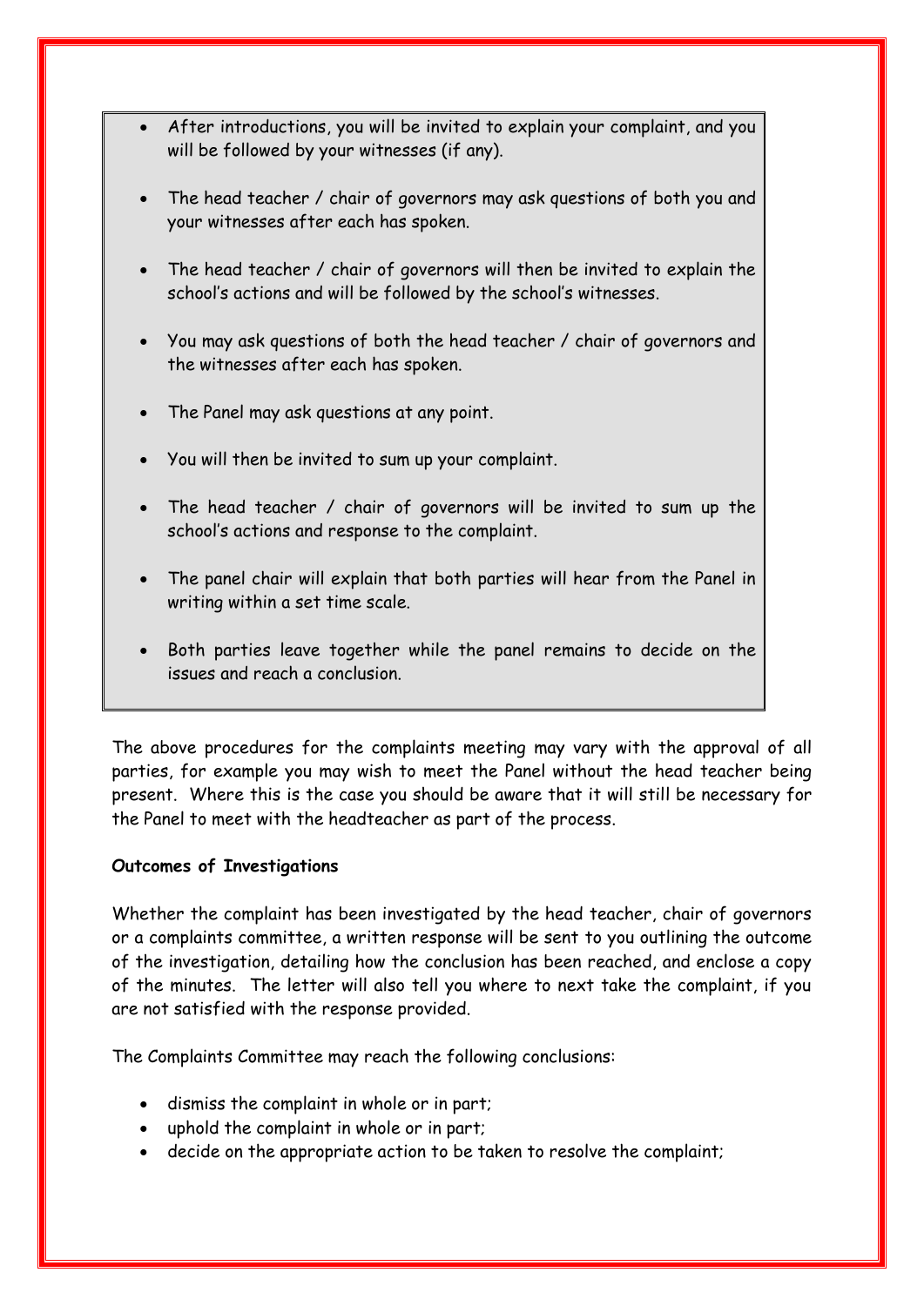- After introductions, you will be invited to explain your complaint, and you will be followed by your witnesses (if any).
- The head teacher / chair of governors may ask questions of both you and your witnesses after each has spoken.
- The head teacher / chair of governors will then be invited to explain the school's actions and will be followed by the school's witnesses.
- You may ask questions of both the head teacher / chair of governors and the witnesses after each has spoken.
- The Panel may ask questions at any point.
- You will then be invited to sum up your complaint.
- The head teacher / chair of governors will be invited to sum up the school's actions and response to the complaint.
- The panel chair will explain that both parties will hear from the Panel in writing within a set time scale.
- Both parties leave together while the panel remains to decide on the issues and reach a conclusion.

The above procedures for the complaints meeting may vary with the approval of all parties, for example you may wish to meet the Panel without the head teacher being present. Where this is the case you should be aware that it will still be necessary for the Panel to meet with the headteacher as part of the process.

**Outcomes of Investigations**

Whether the complaint has been investigated by the head teacher, chair of governors or a complaints committee, a written response will be sent to you outlining the outcome of the investigation, detailing how the conclusion has been reached, and enclose a copy of the minutes. The letter will also tell you where to next take the complaint, if you are not satisfied with the response provided.

The Complaints Committee may reach the following conclusions:

- dismiss the complaint in whole or in part;
- uphold the complaint in whole or in part;
- decide on the appropriate action to be taken to resolve the complaint;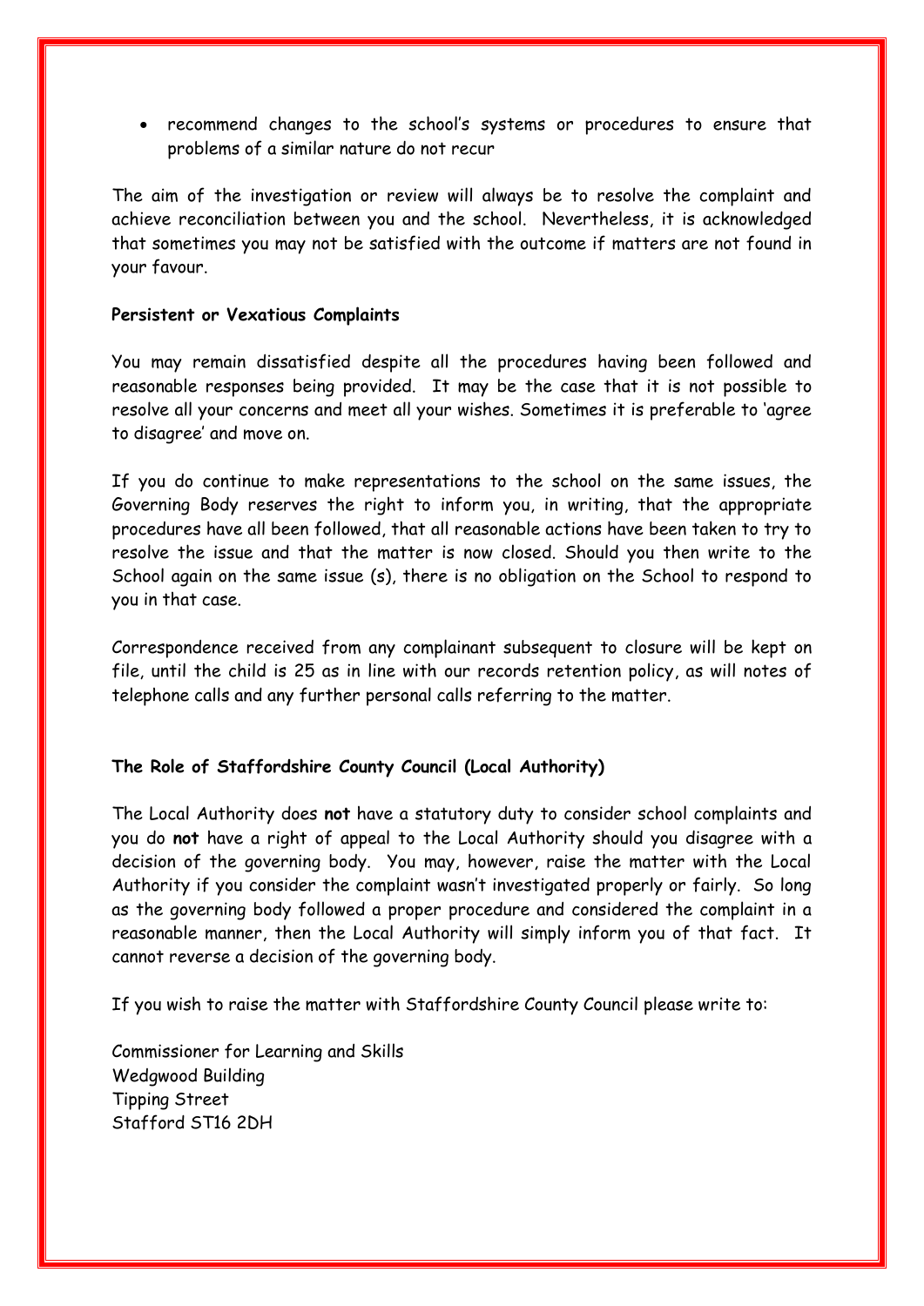- recommend changes to the school's systems or procedures to ensure that problems of a similar nature do not recur

The aim of the investigation or review will always be to resolve the complaint and achieve reconciliation between you and the school. Nevertheless, it is acknowledged that sometimes you may not be satisfied with the outcome if matters are not found in your favour.

**Persistent or Vexatious Complaints**

You may remain dissatisfied despite all the procedures having been followed and reasonable responses being provided. It may be the case that it is not possible to resolve all your concerns and meet all your wishes. Sometimes it is preferable to 'agree to disagree' and move on.

If you do continue to make representations to the school on the same issues, the Governing Body reserves the right to inform you, in writing, that the appropriate procedures have all been followed, that all reasonable actions have been taken to try to resolve the issue and that the matter is now closed. Should you then write to the School again on the same issue (s), there is no obligation on the School to respond to you in that case.

Correspondence received from any complainant subsequent to closure will be kept on file, until the child is 25 as in line with our records retention policy, as will notes of telephone calls and any further personal calls referring to the matter.

**The Role of Staffordshire County Council (Local Authority)**

The Local Authority does **not** have a statutory duty to consider school complaints and you do **not** have a right of appeal to the Local Authority should you disagree with a decision of the governing body. You may, however, raise the matter with the Local Authority if you consider the complaint wasn't investigated properly or fairly. So long as the governing body followed a proper procedure and considered the complaint in a reasonable manner, then the Local Authority will simply inform you of that fact. It cannot reverse a decision of the governing body.

If you wish to raise the matter with Staffordshire County Council please write to:

Commissioner for Learning and Skills
Wedgwood Building
Tipping Street
Stafford ST16 2DH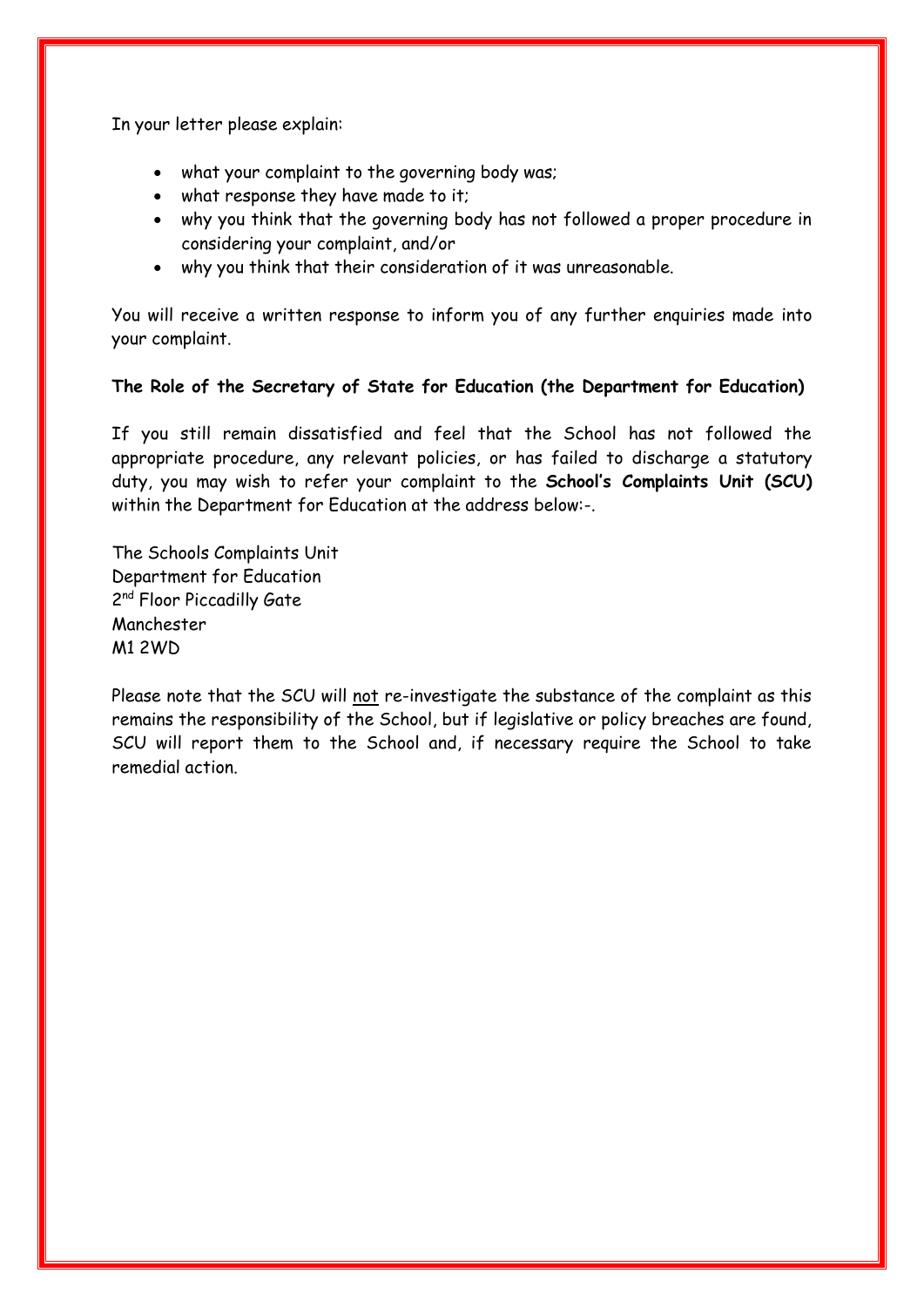In your letter please explain:

- what your complaint to the governing body was;
- what response they have made to it;
- why you think that the governing body has not followed a proper procedure in considering your complaint, and/or
- why you think that their consideration of it was unreasonable.

You will receive a written response to inform you of any further enquiries made into your complaint.

**The Role of the Secretary of State for Education (the Department for Education)**

If you still remain dissatisfied and feel that the School has not followed the appropriate procedure, any relevant policies, or has failed to discharge a statutory duty, you may wish to refer your complaint to the **School's Complaints Unit (SCU)** within the Department for Education at the address below:-.

The Schools Complaints Unit
Department for Education
2nd Floor Piccadilly Gate
Manchester
M1 2WD

Please note that the SCU will not re-investigate the substance of the complaint as this remains the responsibility of the School, but if legislative or policy breaches are found, SCU will report them to the School and, if necessary require the School to take remedial action.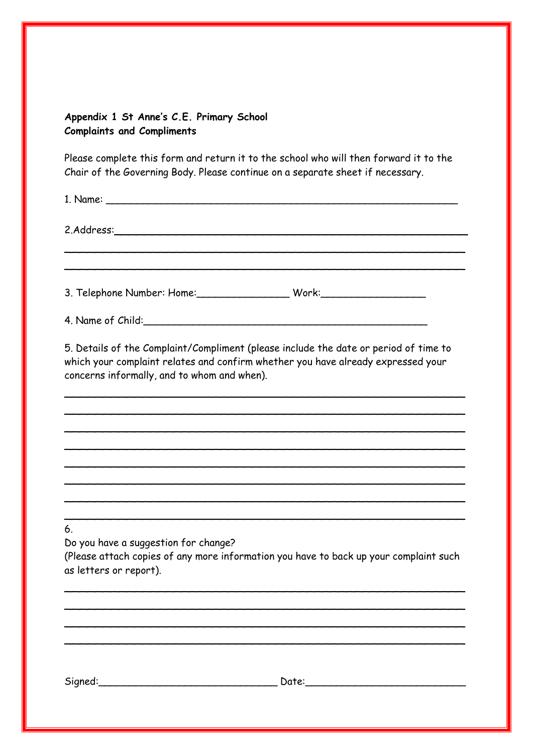**Appendix 1 St Anne's C.E. Primary School**
**Complaints and Compliments**

Please complete this form and return it to the school who will then forward it to the Chair of the Governing Body. Please continue on a separate sheet if necessary.

1. Name: ___________________________________________________________

2.Address:___________________________________________________________

_____________________________________________________________________

_____________________________________________________________________

3. Telephone Number: Home:________________ Work:__________________

4. Name of Child:_______________________________________________

5. Details of the Complaint/Compliment (please include the date or period of time to which your complaint relates and confirm whether you have already expressed your concerns informally, and to whom and when).

_____________________________________________________________________

_____________________________________________________________________

_____________________________________________________________________

_____________________________________________________________________

_____________________________________________________________________

_____________________________________________________________________

_____________________________________________________________________

_____________________________________________________________________

6.
Do you have a suggestion for change?
(Please attach copies of any more information you have to back up your complaint such as letters or report).

_____________________________________________________________________

_____________________________________________________________________

_____________________________________________________________________

_____________________________________________________________________

Signed:______________________________ Date:___________________________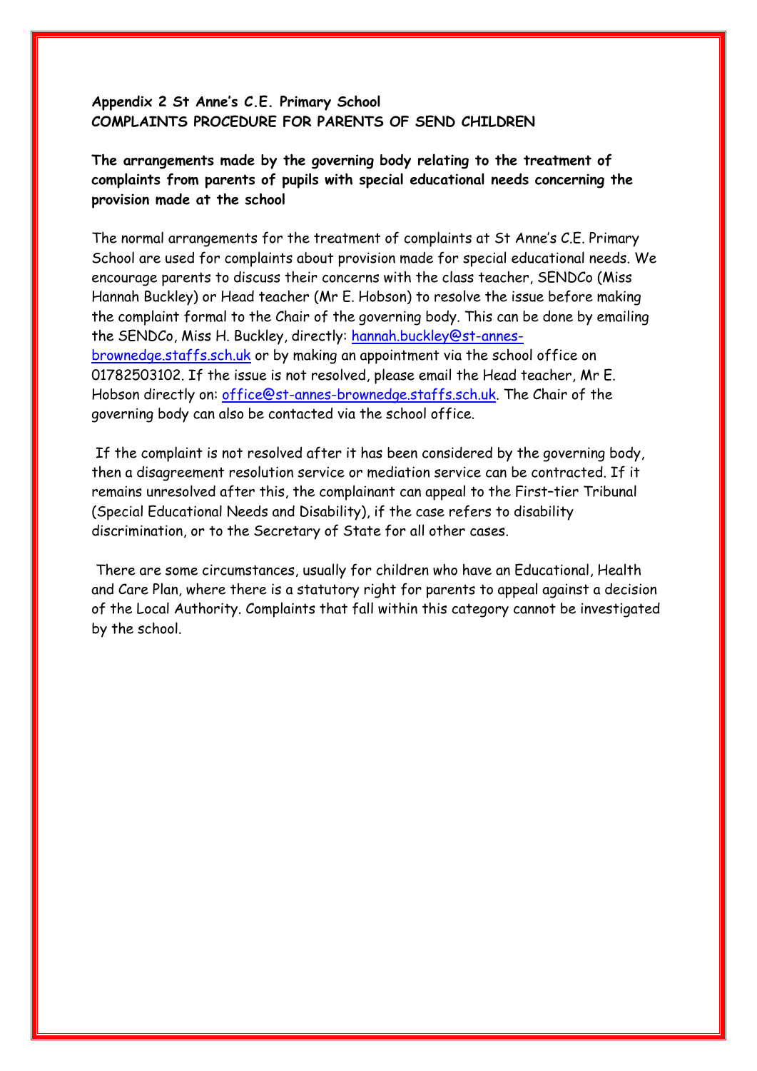**Appendix 2 St Anne's C.E. Primary School**
**COMPLAINTS PROCEDURE FOR PARENTS OF SEND CHILDREN**

**The arrangements made by the governing body relating to the treatment of complaints from parents of pupils with special educational needs concerning the provision made at the school**

The normal arrangements for the treatment of complaints at St Anne's C.E. Primary School are used for complaints about provision made for special educational needs. We encourage parents to discuss their concerns with the class teacher, SENDCo (Miss Hannah Buckley) or Head teacher (Mr E. Hobson) to resolve the issue before making the complaint formal to the Chair of the governing body. This can be done by emailing the SENDCo, Miss H. Buckley, directly: hannah.buckley@st-annes-brownedge.staffs.sch.uk or by making an appointment via the school office on 01782503102. If the issue is not resolved, please email the Head teacher, Mr E. Hobson directly on: office@st-annes-brownedge.staffs.sch.uk. The Chair of the governing body can also be contacted via the school office.

If the complaint is not resolved after it has been considered by the governing body, then a disagreement resolution service or mediation service can be contracted. If it remains unresolved after this, the complainant can appeal to the First–tier Tribunal (Special Educational Needs and Disability), if the case refers to disability discrimination, or to the Secretary of State for all other cases.

There are some circumstances, usually for children who have an Educational, Health and Care Plan, where there is a statutory right for parents to appeal against a decision of the Local Authority. Complaints that fall within this category cannot be investigated by the school.